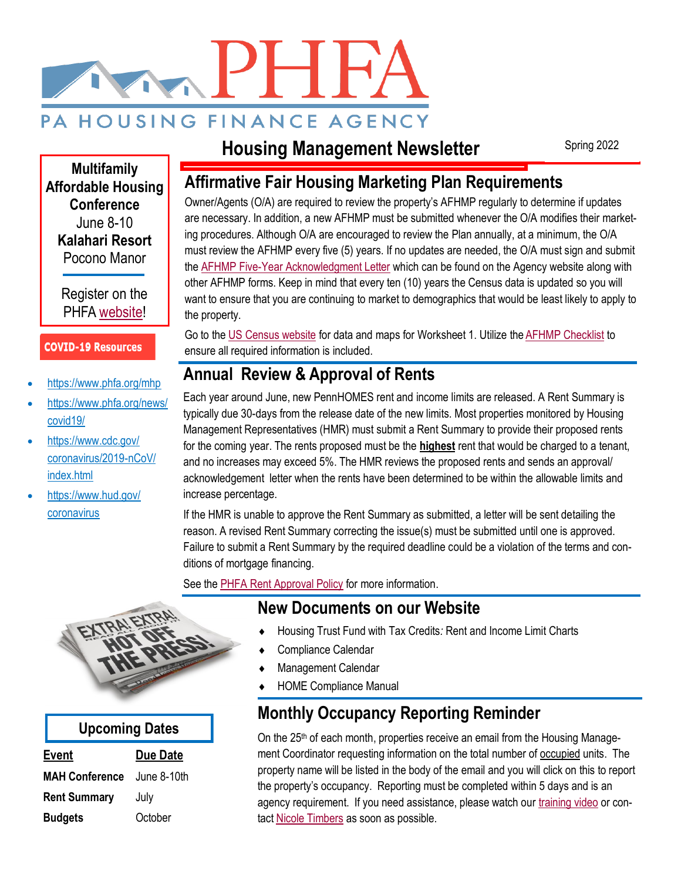# PHFA

PA HOUSING FINANCE AGENCY

## Housing Management Newsletter

Spring 2022

**Multifamily Affordable Housing Conference**
June 8-10
**Kalahari Resort**
Pocono Manor

Register on the PHFA website!

**COVID-19 Resources**

- https://www.phfa.org/mhp
- https://www.phfa.org/news/covid19/
- https://www.cdc.gov/coronavirus/2019-nCoV/index.html
- https://www.hud.gov/coronavirus

## Affirmative Fair Housing Marketing Plan Requirements

Owner/Agents (O/A) are required to review the property's AFHMP regularly to determine if updates are necessary. In addition, a new AFHMP must be submitted whenever the O/A modifies their marketing procedures. Although O/A are encouraged to review the Plan annually, at a minimum, the O/A must review the AFHMP every five (5) years. If no updates are needed, the O/A must sign and submit the AFHMP Five-Year Acknowledgment Letter which can be found on the Agency website along with other AFHMP forms. Keep in mind that every ten (10) years the Census data is updated so you will want to ensure that you are continuing to market to demographics that would be least likely to apply to the property.

Go to the US Census website for data and maps for Worksheet 1. Utilize the AFHMP Checklist to ensure all required information is included.

## Annual Review & Approval of Rents

Each year around June, new PennHOMES rent and income limits are released. A Rent Summary is typically due 30-days from the release date of the new limits. Most properties monitored by Housing Management Representatives (HMR) must submit a Rent Summary to provide their proposed rents for the coming year. The rents proposed must be the **highest** rent that would be charged to a tenant, and no increases may exceed 5%. The HMR reviews the proposed rents and sends an approval/acknowledgement letter when the rents have been determined to be within the allowable limits and increase percentage.

If the HMR is unable to approve the Rent Summary as submitted, a letter will be sent detailing the reason. A revised Rent Summary correcting the issue(s) must be submitted until one is approved. Failure to submit a Rent Summary by the required deadline could be a violation of the terms and conditions of mortgage financing.

See the PHFA Rent Approval Policy for more information.

## New Documents on our Website

- Housing Trust Fund with Tax Credits*:* Rent and Income Limit Charts
- Compliance Calendar
- Management Calendar
- HOME Compliance Manual

## Monthly Occupancy Reporting Reminder

On the 25th of each month, properties receive an email from the Housing Management Coordinator requesting information on the total number of occupied units. The property name will be listed in the body of the email and you will click on this to report the property's occupancy. Reporting must be completed within 5 days and is an agency requirement. If you need assistance, please watch our training video or contact Nicole Timbers as soon as possible.

## Upcoming Dates

| Event | Due Date |
|---|---|
| **MAH Conference** | June 8-10th |
| **Rent Summary** | July |
| **Budgets** | October |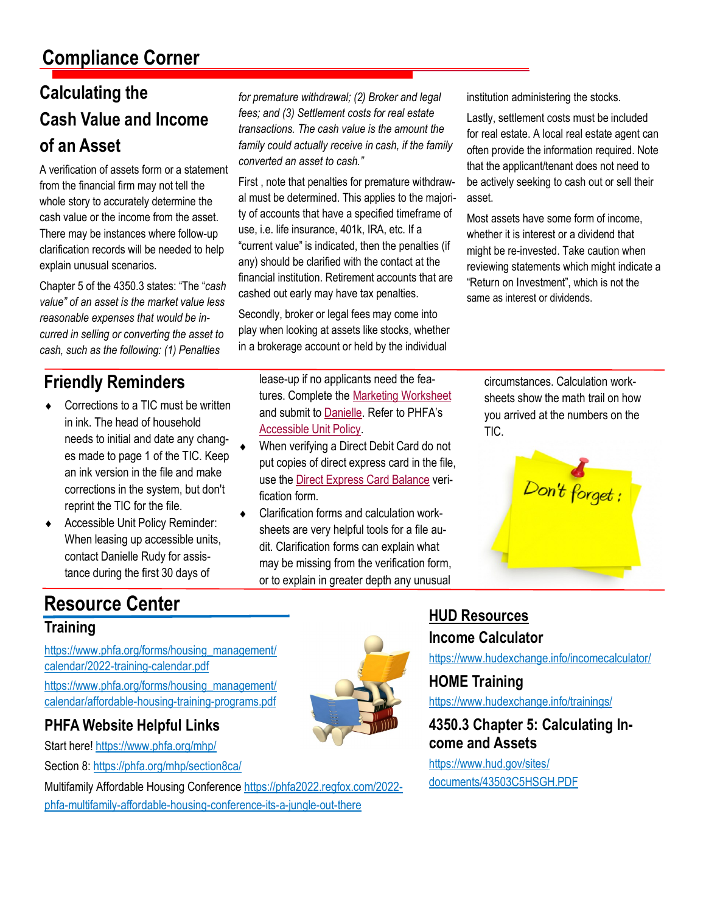# Compliance Corner

## Calculating the Cash Value and Income of an Asset

A verification of assets form or a statement from the financial firm may not tell the whole story to accurately determine the cash value or the income from the asset. There may be instances where follow-up clarification records will be needed to help explain unusual scenarios.

Chapter 5 of the 4350.3 states: "The "*cash value" of an asset is the market value less reasonable expenses that would be incurred in selling or converting the asset to cash, such as the following: (1) Penalties for premature withdrawal; (2) Broker and legal fees; and (3) Settlement costs for real estate transactions. The cash value is the amount the family could actually receive in cash, if the family converted an asset to cash."*

First , note that penalties for premature withdrawal must be determined. This applies to the majority of accounts that have a specified timeframe of use, i.e. life insurance, 401k, IRA, etc. If a "current value" is indicated, then the penalties (if any) should be clarified with the contact at the financial institution. Retirement accounts that are cashed out early may have tax penalties.

Secondly, broker or legal fees may come into play when looking at assets like stocks, whether in a brokerage account or held by the individual institution administering the stocks.

Lastly, settlement costs must be included for real estate. A local real estate agent can often provide the information required. Note that the applicant/tenant does not need to be actively seeking to cash out or sell their asset.

Most assets have some form of income, whether it is interest or a dividend that might be re-invested. Take caution when reviewing statements which might indicate a "Return on Investment", which is not the same as interest or dividends.

## Friendly Reminders

- Corrections to a TIC must be written in ink. The head of household needs to initial and date any changes made to page 1 of the TIC. Keep an ink version in the file and make corrections in the system, but don't reprint the TIC for the file.
- Accessible Unit Policy Reminder: When leasing up accessible units, contact Danielle Rudy for assistance during the first 30 days of lease-up if no applicants need the features. Complete the Marketing Worksheet and submit to Danielle. Refer to PHFA's Accessible Unit Policy.
- When verifying a Direct Debit Card do not put copies of direct express card in the file, use the Direct Express Card Balance verification form.
- Clarification forms and calculation worksheets are very helpful tools for a file audit. Clarification forms can explain what may be missing from the verification form, or to explain in greater depth any unusual circumstances. Calculation worksheets show the math trail on how you arrived at the numbers on the TIC.

Don't forget:

# Resource Center

## Training

https://www.phfa.org/forms/housing_management/calendar/2022-training-calendar.pdf

https://www.phfa.org/forms/housing_management/calendar/affordable-housing-training-programs.pdf

## PHFA Website Helpful Links

Start here! https://www.phfa.org/mhp/

Section 8: https://phfa.org/mhp/section8ca/

Multifamily Affordable Housing Conference https://phfa2022.regfox.com/2022-phfa-multifamily-affordable-housing-conference-its-a-jungle-out-there

## HUD Resources

### Income Calculator

https://www.hudexchange.info/incomecalculator/

### HOME Training

https://www.hudexchange.info/trainings/

### 4350.3 Chapter 5: Calculating Income and Assets

https://www.hud.gov/sites/documents/43503C5HSGH.PDF